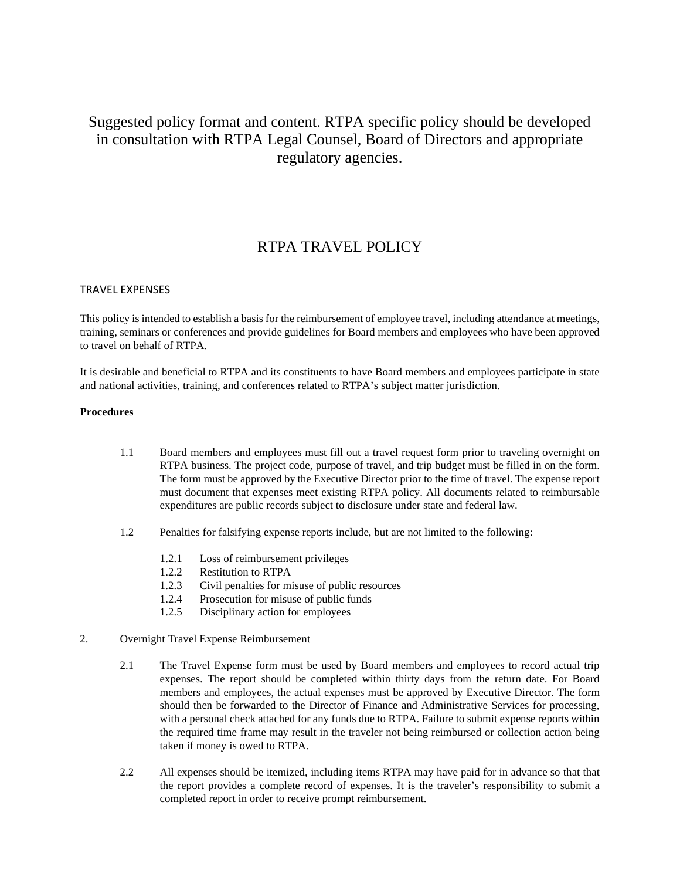Suggested policy format and content. RTPA specific policy should be developed in consultation with RTPA Legal Counsel, Board of Directors and appropriate regulatory agencies.

# RTPA TRAVEL POLICY

## TRAVEL EXPENSES

This policy is intended to establish a basis for the reimbursement of employee travel, including attendance at meetings, training, seminars or conferences and provide guidelines for Board members and employees who have been approved to travel on behalf of RTPA.

It is desirable and beneficial to RTPA and its constituents to have Board members and employees participate in state and national activities, training, and conferences related to RTPA's subject matter jurisdiction.

**Procedures**

1.1 Board members and employees must fill out a travel request form prior to traveling overnight on RTPA business. The project code, purpose of travel, and trip budget must be filled in on the form. The form must be approved by the Executive Director prior to the time of travel. The expense report must document that expenses meet existing RTPA policy. All documents related to reimbursable expenditures are public records subject to disclosure under state and federal law.

1.2 Penalties for falsifying expense reports include, but are not limited to the following:

- 1.2.1 Loss of reimbursement privileges
- 1.2.2 Restitution to RTPA
- 1.2.3 Civil penalties for misuse of public resources
- 1.2.4 Prosecution for misuse of public funds
- 1.2.5 Disciplinary action for employees

2. <u>Overnight Travel Expense Reimbursement</u>

2.1 The Travel Expense form must be used by Board members and employees to record actual trip expenses. The report should be completed within thirty days from the return date. For Board members and employees, the actual expenses must be approved by Executive Director. The form should then be forwarded to the Director of Finance and Administrative Services for processing, with a personal check attached for any funds due to RTPA. Failure to submit expense reports within the required time frame may result in the traveler not being reimbursed or collection action being taken if money is owed to RTPA.

2.2 All expenses should be itemized, including items RTPA may have paid for in advance so that that the report provides a complete record of expenses. It is the traveler's responsibility to submit a completed report in order to receive prompt reimbursement.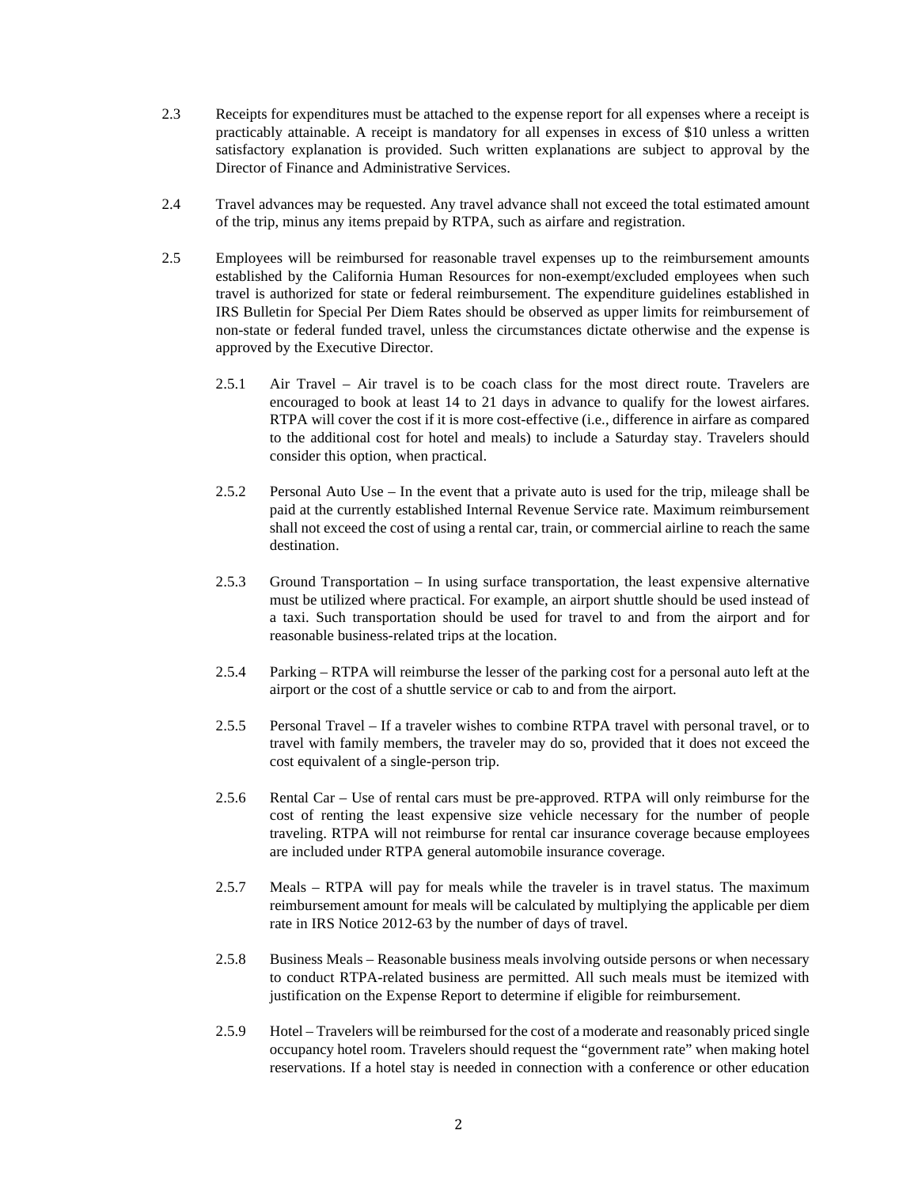2.3 Receipts for expenditures must be attached to the expense report for all expenses where a receipt is practicably attainable. A receipt is mandatory for all expenses in excess of $10 unless a written satisfactory explanation is provided. Such written explanations are subject to approval by the Director of Finance and Administrative Services.

2.4 Travel advances may be requested. Any travel advance shall not exceed the total estimated amount of the trip, minus any items prepaid by RTPA, such as airfare and registration.

2.5 Employees will be reimbursed for reasonable travel expenses up to the reimbursement amounts established by the California Human Resources for non-exempt/excluded employees when such travel is authorized for state or federal reimbursement. The expenditure guidelines established in IRS Bulletin for Special Per Diem Rates should be observed as upper limits for reimbursement of non-state or federal funded travel, unless the circumstances dictate otherwise and the expense is approved by the Executive Director.

2.5.1 Air Travel – Air travel is to be coach class for the most direct route. Travelers are encouraged to book at least 14 to 21 days in advance to qualify for the lowest airfares. RTPA will cover the cost if it is more cost-effective (i.e., difference in airfare as compared to the additional cost for hotel and meals) to include a Saturday stay. Travelers should consider this option, when practical.

2.5.2 Personal Auto Use – In the event that a private auto is used for the trip, mileage shall be paid at the currently established Internal Revenue Service rate. Maximum reimbursement shall not exceed the cost of using a rental car, train, or commercial airline to reach the same destination.

2.5.3 Ground Transportation – In using surface transportation, the least expensive alternative must be utilized where practical. For example, an airport shuttle should be used instead of a taxi. Such transportation should be used for travel to and from the airport and for reasonable business-related trips at the location.

2.5.4 Parking – RTPA will reimburse the lesser of the parking cost for a personal auto left at the airport or the cost of a shuttle service or cab to and from the airport.

2.5.5 Personal Travel – If a traveler wishes to combine RTPA travel with personal travel, or to travel with family members, the traveler may do so, provided that it does not exceed the cost equivalent of a single-person trip.

2.5.6 Rental Car – Use of rental cars must be pre-approved. RTPA will only reimburse for the cost of renting the least expensive size vehicle necessary for the number of people traveling. RTPA will not reimburse for rental car insurance coverage because employees are included under RTPA general automobile insurance coverage.

2.5.7 Meals – RTPA will pay for meals while the traveler is in travel status. The maximum reimbursement amount for meals will be calculated by multiplying the applicable per diem rate in IRS Notice 2012-63 by the number of days of travel.

2.5.8 Business Meals – Reasonable business meals involving outside persons or when necessary to conduct RTPA-related business are permitted. All such meals must be itemized with justification on the Expense Report to determine if eligible for reimbursement.

2.5.9 Hotel – Travelers will be reimbursed for the cost of a moderate and reasonably priced single occupancy hotel room. Travelers should request the "government rate" when making hotel reservations. If a hotel stay is needed in connection with a conference or other education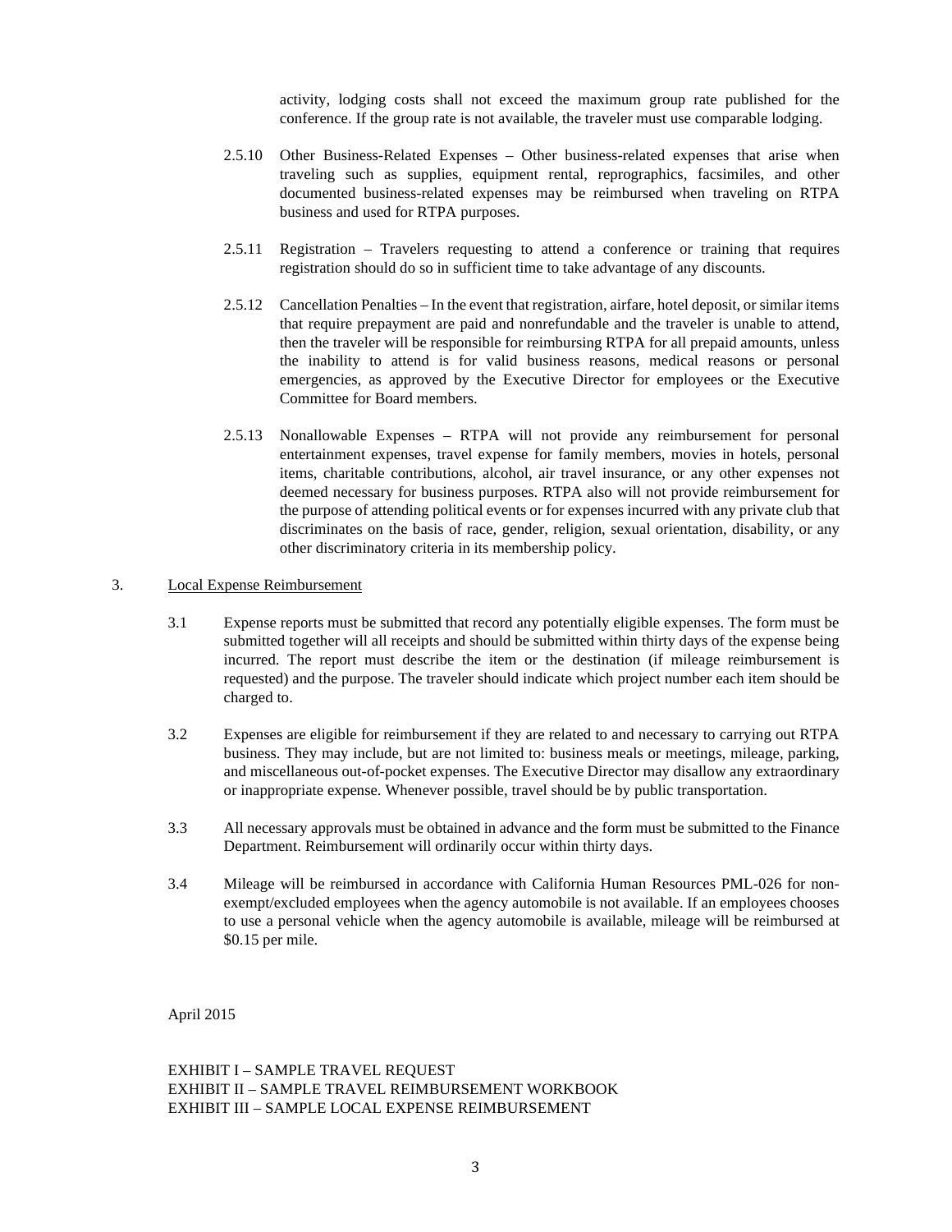activity, lodging costs shall not exceed the maximum group rate published for the conference. If the group rate is not available, the traveler must use comparable lodging.

2.5.10 Other Business-Related Expenses – Other business-related expenses that arise when traveling such as supplies, equipment rental, reprographics, facsimiles, and other documented business-related expenses may be reimbursed when traveling on RTPA business and used for RTPA purposes.

2.5.11 Registration – Travelers requesting to attend a conference or training that requires registration should do so in sufficient time to take advantage of any discounts.

2.5.12 Cancellation Penalties – In the event that registration, airfare, hotel deposit, or similar items that require prepayment are paid and nonrefundable and the traveler is unable to attend, then the traveler will be responsible for reimbursing RTPA for all prepaid amounts, unless the inability to attend is for valid business reasons, medical reasons or personal emergencies, as approved by the Executive Director for employees or the Executive Committee for Board members.

2.5.13 Nonallowable Expenses – RTPA will not provide any reimbursement for personal entertainment expenses, travel expense for family members, movies in hotels, personal items, charitable contributions, alcohol, air travel insurance, or any other expenses not deemed necessary for business purposes. RTPA also will not provide reimbursement for the purpose of attending political events or for expenses incurred with any private club that discriminates on the basis of race, gender, religion, sexual orientation, disability, or any other discriminatory criteria in its membership policy.

3. Local Expense Reimbursement

3.1 Expense reports must be submitted that record any potentially eligible expenses. The form must be submitted together will all receipts and should be submitted within thirty days of the expense being incurred. The report must describe the item or the destination (if mileage reimbursement is requested) and the purpose. The traveler should indicate which project number each item should be charged to.

3.2 Expenses are eligible for reimbursement if they are related to and necessary to carrying out RTPA business. They may include, but are not limited to: business meals or meetings, mileage, parking, and miscellaneous out-of-pocket expenses. The Executive Director may disallow any extraordinary or inappropriate expense. Whenever possible, travel should be by public transportation.

3.3 All necessary approvals must be obtained in advance and the form must be submitted to the Finance Department. Reimbursement will ordinarily occur within thirty days.

3.4 Mileage will be reimbursed in accordance with California Human Resources PML-026 for non-exempt/excluded employees when the agency automobile is not available. If an employees chooses to use a personal vehicle when the agency automobile is available, mileage will be reimbursed at $0.15 per mile.

April 2015

EXHIBIT I – SAMPLE TRAVEL REQUEST
EXHIBIT II – SAMPLE TRAVEL REIMBURSEMENT WORKBOOK
EXHIBIT III – SAMPLE LOCAL EXPENSE REIMBURSEMENT